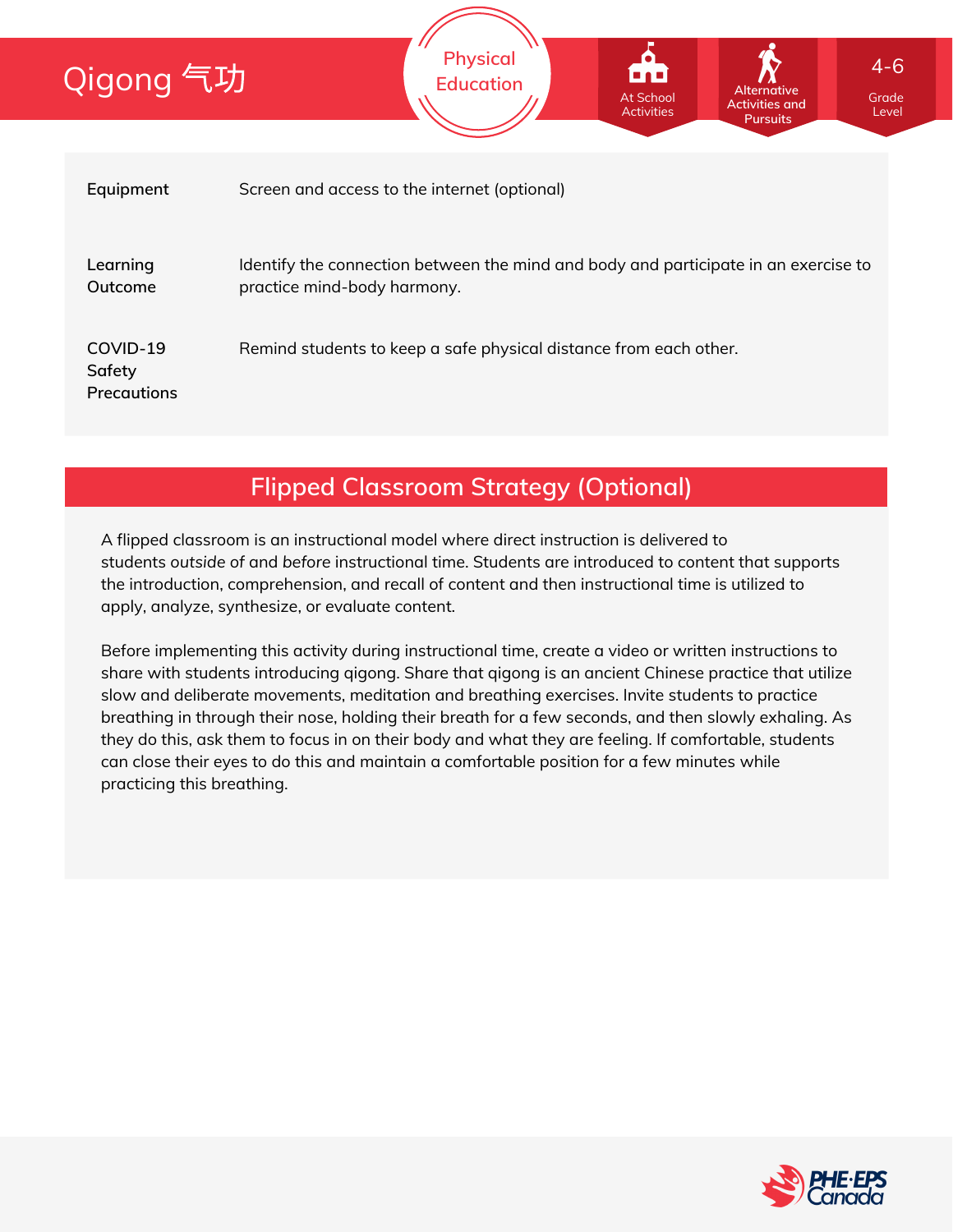# Qigong 气功

Physical Education

At School Activities | Alternative Activities and Pursuits | 4-6 Grade Level

| | |
|---|---|
| **Equipment** | Screen and access to the internet (optional) |
| **Learning Outcome** | Identify the connection between the mind and body and participate in an exercise to practice mind-body harmony. |
| **COVID-19 Safety Precautions** | Remind students to keep a safe physical distance from each other. |

## Flipped Classroom Strategy (Optional)

A flipped classroom is an instructional model where direct instruction is delivered to students *outside* of and *before* instructional time. Students are introduced to content that supports the introduction, comprehension, and recall of content and then instructional time is utilized to apply, analyze, synthesize, or evaluate content.

Before implementing this activity during instructional time, create a video or written instructions to share with students introducing qigong. Share that qigong is an ancient Chinese practice that utilize slow and deliberate movements, meditation and breathing exercises. Invite students to practice breathing in through their nose, holding their breath for a few seconds, and then slowly exhaling. As they do this, ask them to focus in on their body and what they are feeling. If comfortable, students can close their eyes to do this and maintain a comfortable position for a few minutes while practicing this breathing.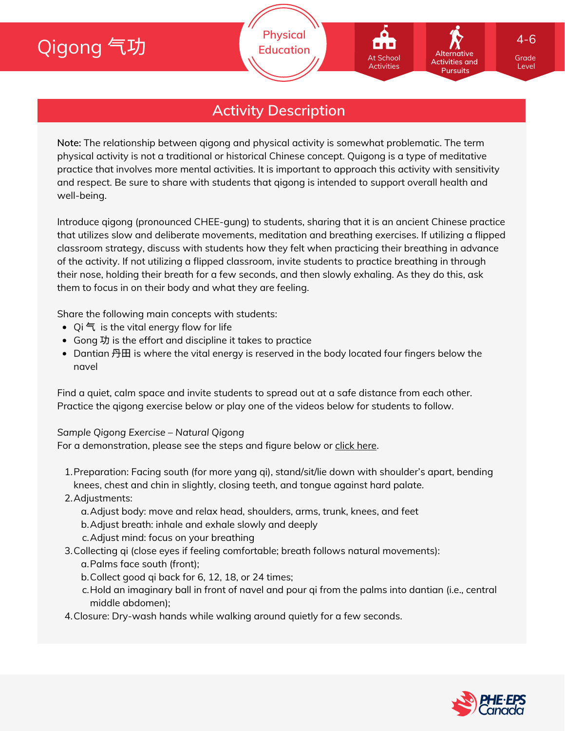# Qigong 气功

Physical Education

At School Activities | Alternative Activities and Pursuits | 4-6 Grade Level

## Activity Description

**Note:** The relationship between qigong and physical activity is somewhat problematic. The term physical activity is not a traditional or historical Chinese concept. Quigong is a type of meditative practice that involves more mental activities. It is important to approach this activity with sensitivity and respect. Be sure to share with students that qigong is intended to support overall health and well-being.

Introduce qigong (pronounced CHEE-gung) to students, sharing that it is an ancient Chinese practice that utilizes slow and deliberate movements, meditation and breathing exercises. If utilizing a flipped classroom strategy, discuss with students how they felt when practicing their breathing in advance of the activity. If not utilizing a flipped classroom, invite students to practice breathing in through their nose, holding their breath for a few seconds, and then slowly exhaling. As they do this, ask them to focus in on their body and what they are feeling.

Share the following main concepts with students:

- Qi 气 is the vital energy flow for life
- Gong 功 is the effort and discipline it takes to practice
- Dantian 丹田 is where the vital energy is reserved in the body located four fingers below the navel

Find a quiet, calm space and invite students to spread out at a safe distance from each other. Practice the qigong exercise below or play one of the videos below for students to follow.

*Sample Qigong Exercise – Natural Qigong*
For a demonstration, please see the steps and figure below or click here.

1. Preparation: Facing south (for more yang qi), stand/sit/lie down with shoulder's apart, bending knees, chest and chin in slightly, closing teeth, and tongue against hard palate.
2. Adjustments:
   a. Adjust body: move and relax head, shoulders, arms, trunk, knees, and feet
   b. Adjust breath: inhale and exhale slowly and deeply
   c. Adjust mind: focus on your breathing
3. Collecting qi (close eyes if feeling comfortable; breath follows natural movements):
   a. Palms face south (front);
   b. Collect good qi back for 6, 12, 18, or 24 times;
   c. Hold an imaginary ball in front of navel and pour qi from the palms into dantian (i.e., central middle abdomen);
4. Closure: Dry-wash hands while walking around quietly for a few seconds.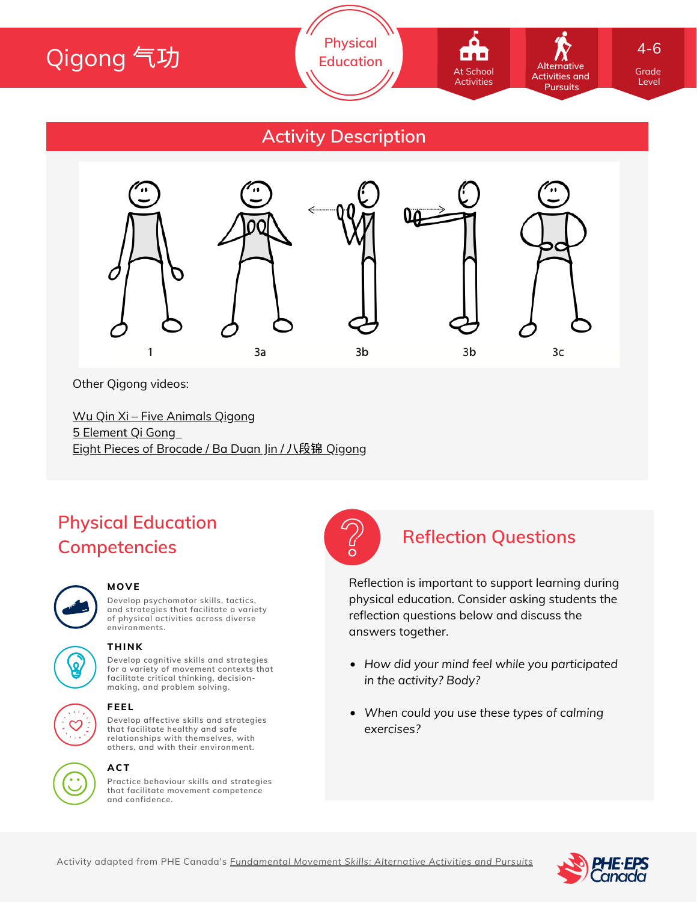# Qigong 气功

Physical Education

At School Activities

Alternative Activities and Pursuits

4-6 Grade Level

## Activity Description

1 3a 3b 3b 3c

Other Qigong videos:

Wu Qin Xi – Five Animals Qigong
5 Element Qi Gong
Eight Pieces of Brocade / Ba Duan Jin / 八段锦 Qigong

## Physical Education Competencies

**MOVE**
Develop psychomotor skills, tactics, and strategies that facilitate a variety of physical activities across diverse environments.

**THINK**
Develop cognitive skills and strategies for a variety of movement contexts that facilitate critical thinking, decision-making, and problem solving.

**FEEL**
Develop affective skills and strategies that facilitate healthy and safe relationships with themselves, with others, and with their environment.

**ACT**
Practice behaviour skills and strategies that facilitate movement competence and confidence.

## Reflection Questions

Reflection is important to support learning during physical education. Consider asking students the reflection questions below and discuss the answers together.

- *How did your mind feel while you participated in the activity? Body?*
- *When could you use these types of calming exercises?*

Activity adapted from PHE Canada's *Fundamental Movement Skills: Alternative Activities and Pursuits*

PHE·EPS Canada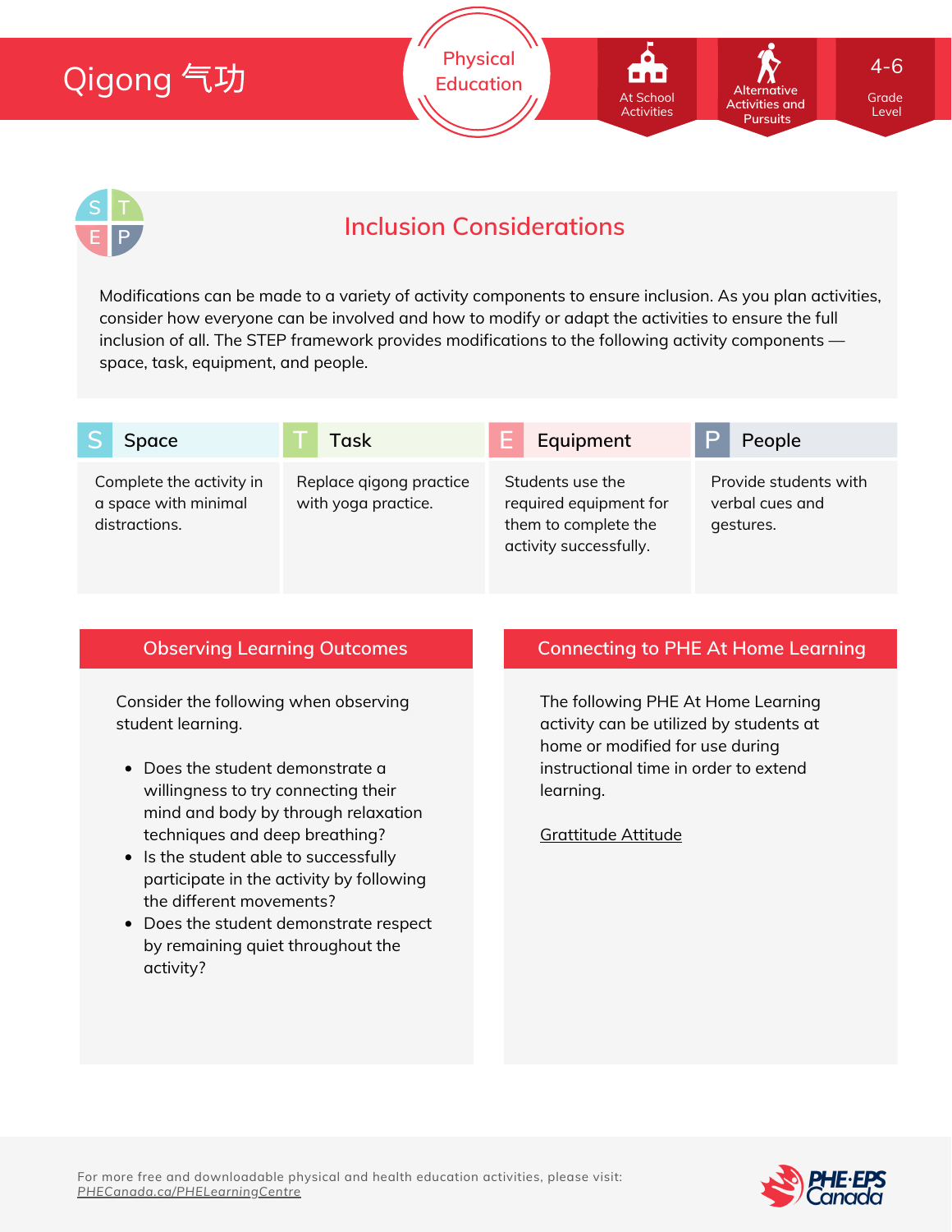# Qigong 气功

Physical Education

At School Activities

Alternative Activities and Pursuits

4-6 Grade Level

## Inclusion Considerations

Modifications can be made to a variety of activity components to ensure inclusion. As you plan activities, consider how everyone can be involved and how to modify or adapt the activities to ensure the full inclusion of all. The STEP framework provides modifications to the following activity components — space, task, equipment, and people.

| S Space | T Task | E Equipment | P People |
|---|---|---|---|
| Complete the activity in a space with minimal distractions. | Replace qigong practice with yoga practice. | Students use the required equipment for them to complete the activity successfully. | Provide students with verbal cues and gestures. |

## Observing Learning Outcomes

Consider the following when observing student learning.

- Does the student demonstrate a willingness to try connecting their mind and body by through relaxation techniques and deep breathing?
- Is the student able to successfully participate in the activity by following the different movements?
- Does the student demonstrate respect by remaining quiet throughout the activity?

## Connecting to PHE At Home Learning

The following PHE At Home Learning activity can be utilized by students at home or modified for use during instructional time in order to extend learning.

Grattitude Attitude

For more free and downloadable physical and health education activities, please visit: PHECanada.ca/PHELearningCentre